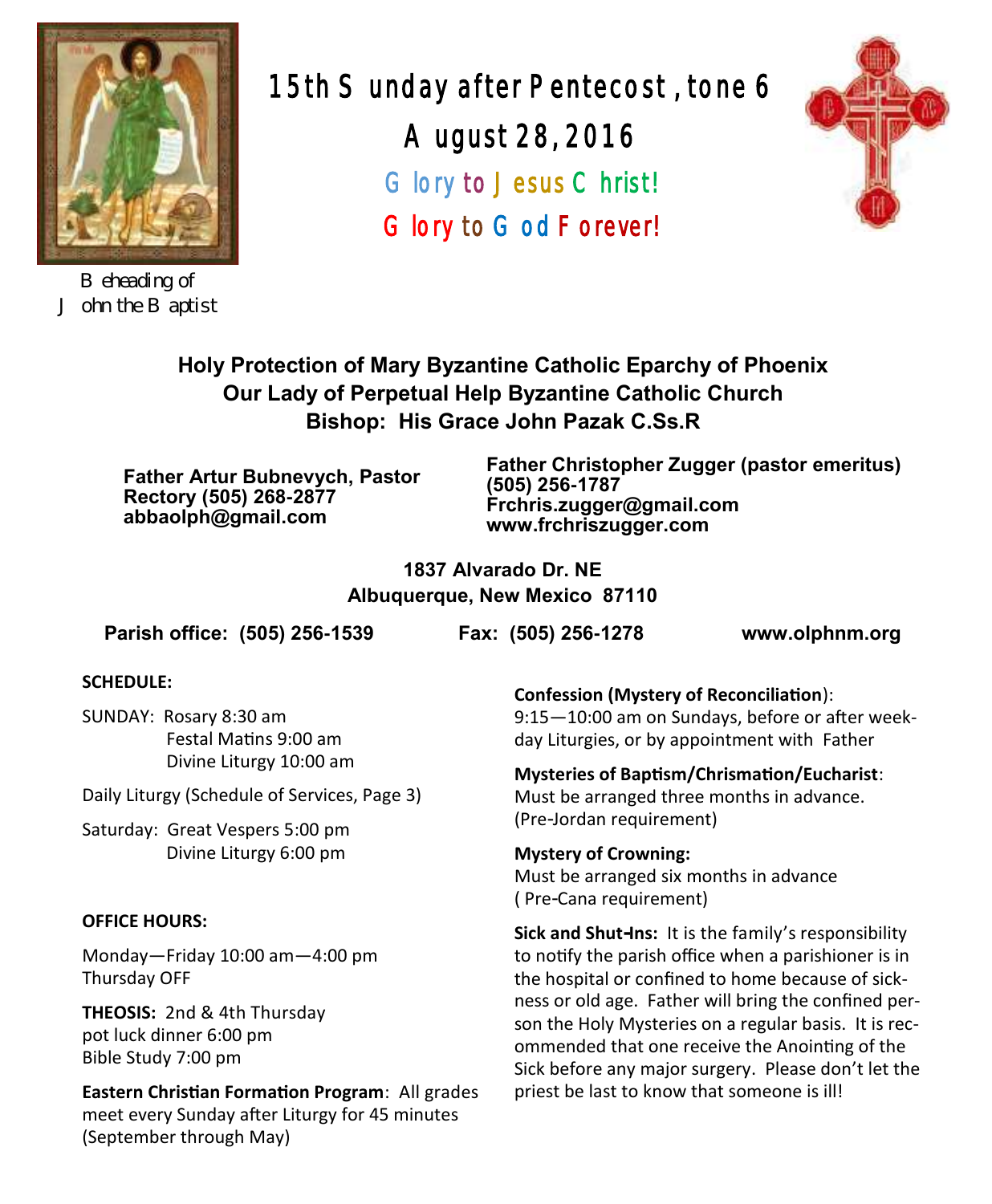# 15th Sunday after Pentecost, tone 6

## August 28, 2016

Glory to Jesus Christ!

Glory to God Forever!

Beheading of John the Baptist

**Holy Protection of Mary Byzantine Catholic Eparchy of Phoenix**
**Our Lady of Perpetual Help Byzantine Catholic Church**
**Bishop: His Grace John Pazak C.Ss.R**

**Father Artur Bubnevych, Pastor**
**Rectory (505) 268-2877**
**abbaolph@gmail.com**

**Father Christopher Zugger (pastor emeritus)**
**(505) 256-1787**
**Frchris.zugger@gmail.com**
**www.frchriszugger.com**

**1837 Alvarado Dr. NE**
**Albuquerque, New Mexico 87110**

**Parish office: (505) 256-1539** **Fax: (505) 256-1278** **www.olphnm.org**

**SCHEDULE:**

SUNDAY: Rosary 8:30 am
Festal Matins 9:00 am
Divine Liturgy 10:00 am

Daily Liturgy (Schedule of Services, Page 3)

Saturday: Great Vespers 5:00 pm
Divine Liturgy 6:00 pm

**OFFICE HOURS:**

Monday—Friday 10:00 am—4:00 pm
Thursday OFF

**THEOSIS:** 2nd & 4th Thursday
pot luck dinner 6:00 pm
Bible Study 7:00 pm

**Eastern Christian Formation Program**: All grades meet every Sunday after Liturgy for 45 minutes (September through May)

**Confession (Mystery of Reconciliation**):
9:15—10:00 am on Sundays, before or after weekday Liturgies, or by appointment with Father

**Mysteries of Baptism/Chrismation/Eucharist**:
Must be arranged three months in advance.
(Pre-Jordan requirement)

**Mystery of Crowning:**
Must be arranged six months in advance
( Pre-Cana requirement)

**Sick and Shut-Ins:** It is the family's responsibility to notify the parish office when a parishioner is in the hospital or confined to home because of sickness or old age. Father will bring the confined person the Holy Mysteries on a regular basis. It is recommended that one receive the Anointing of the Sick before any major surgery. Please don't let the priest be last to know that someone is ill!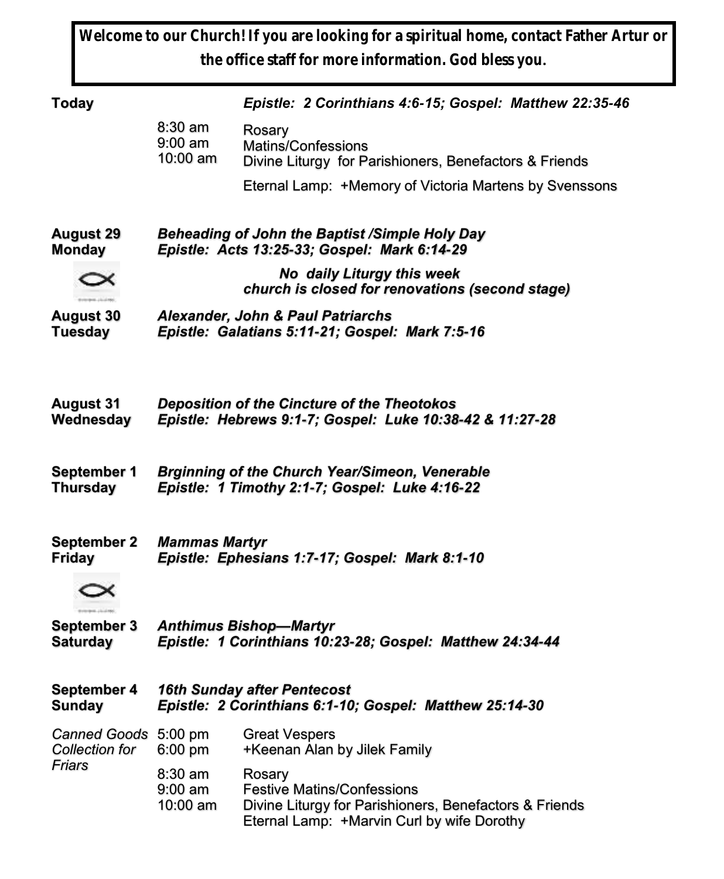**Welcome to our Church! If you are looking for a spiritual home, contact Father Artur or the office staff for more information. God bless you.**

**Today** — *Epistle: 2 Corinthians 4:6-15; Gospel: Matthew 22:35-46*

| | |
|---|---|
| 8:30 am | Rosary |
| 9:00 am | Matins/Confessions |
| 10:00 am | Divine Liturgy for Parishioners, Benefactors & Friends |
| | Eternal Lamp: +Memory of Victoria Martens by Svenssons |

**August 29 Monday** — ***Beheading of John the Baptist /Simple Holy Day***
***Epistle: Acts 13:25-33; Gospel: Mark 6:14-29***

***No daily Liturgy this week***
***church is closed for renovations (second stage)***

**August 30 Tuesday** — ***Alexander, John & Paul Patriarchs***
***Epistle: Galatians 5:11-21; Gospel: Mark 7:5-16***

**August 31 Wednesday** — ***Deposition of the Cincture of the Theotokos***
***Epistle: Hebrews 9:1-7; Gospel: Luke 10:38-42 & 11:27-28***

**September 1 Thursday** — ***Brginning of the Church Year/Simeon, Venerable***
***Epistle: 1 Timothy 2:1-7; Gospel: Luke 4:16-22***

**September 2 Friday** — ***Mammas Martyr***
***Epistle: Ephesians 1:7-17; Gospel: Mark 8:1-10***

**September 3 Saturday** — ***Anthimus Bishop—Martyr***
***Epistle: 1 Corinthians 10:23-28; Gospel: Matthew 24:34-44***

**September 4 Sunday** — ***16th Sunday after Pentecost***
***Epistle: 2 Corinthians 6:1-10; Gospel: Matthew 25:14-30***

*Canned Goods Collection for Friars*

| | |
|---|---|
| 5:00 pm | Great Vespers |
| 6:00 pm | +Keenan Alan by Jilek Family |
| 8:30 am | Rosary |
| 9:00 am | Festive Matins/Confessions |
| 10:00 am | Divine Liturgy for Parishioners, Benefactors & Friends |
| | Eternal Lamp: +Marvin Curl by wife Dorothy |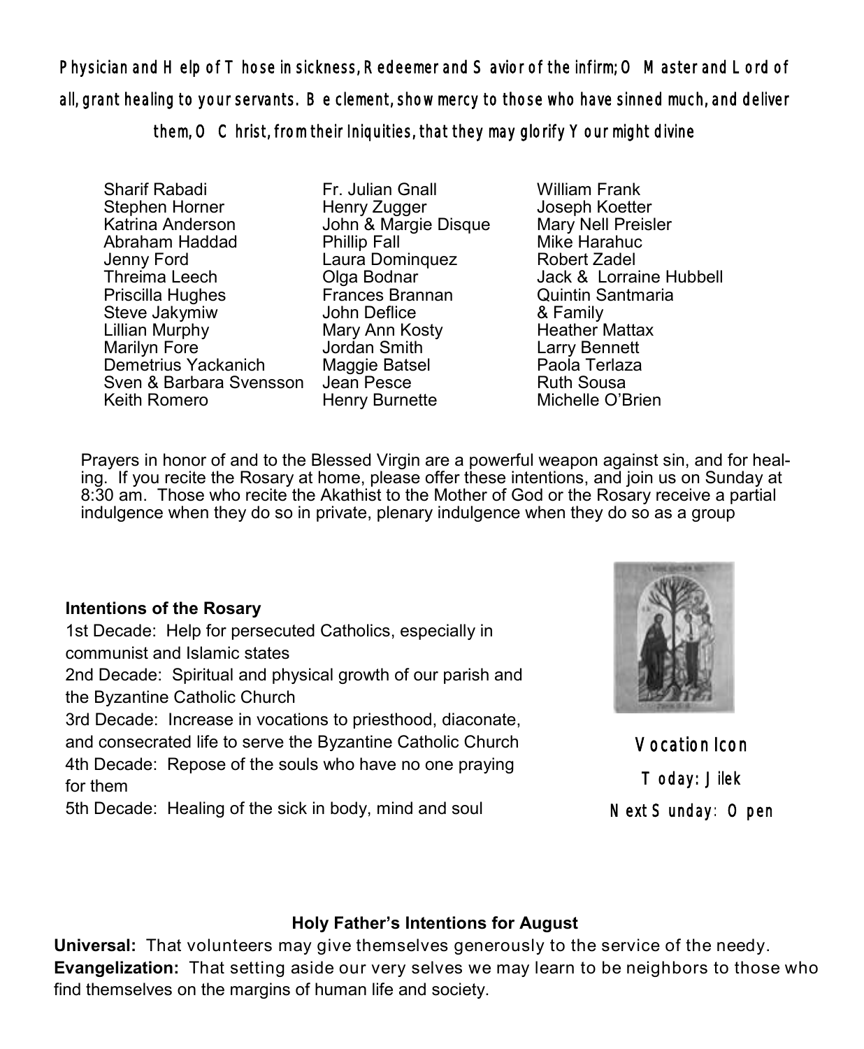*Physician and Help of Those in sickness, Redeemer and Savior of the infirm; O Master and Lord of all, grant healing to your servants. Be clement, show mercy to those who have sinned much, and deliver them, O Christ, from their Iniquities, that they may glorify Your might divine*

Sharif Rabadi
Stephen Horner
Katrina Anderson
Abraham Haddad
Jenny Ford
Threima Leech
Priscilla Hughes
Steve Jakymiw
Lillian Murphy
Marilyn Fore
Demetrius Yackanich
Sven & Barbara Svensson
Keith Romero
Fr. Julian Gnall
Henry Zugger
John & Margie Disque
Phillip Fall
Laura Dominquez
Olga Bodnar
Frances Brannan
John Deflice
Mary Ann Kosty
Jordan Smith
Maggie Batsel
Jean Pesce
Henry Burnette
William Frank
Joseph Koetter
Mary Nell Preisler
Mike Harahuc
Robert Zadel
Jack & Lorraine Hubbell
Quintin Santmaria
& Family
Heather Mattax
Larry Bennett
Paola Terlaza
Ruth Sousa
Michelle O'Brien

Prayers in honor of and to the Blessed Virgin are a powerful weapon against sin, and for healing. If you recite the Rosary at home, please offer these intentions, and join us on Sunday at 8:30 am. Those who recite the Akathist to the Mother of God or the Rosary receive a partial indulgence when they do so in private, plenary indulgence when they do so as a group

**Intentions of the Rosary**

1st Decade: Help for persecuted Catholics, especially in communist and Islamic states
2nd Decade: Spiritual and physical growth of our parish and the Byzantine Catholic Church
3rd Decade: Increase in vocations to priesthood, diaconate, and consecrated life to serve the Byzantine Catholic Church
4th Decade: Repose of the souls who have no one praying for them
5th Decade: Healing of the sick in body, mind and soul

Vocation Icon
Today: Jilek
Next Sunday: Open

**Holy Father's Intentions for August**

**Universal:** That volunteers may give themselves generously to the service of the needy.
**Evangelization:** That setting aside our very selves we may learn to be neighbors to those who find themselves on the margins of human life and society.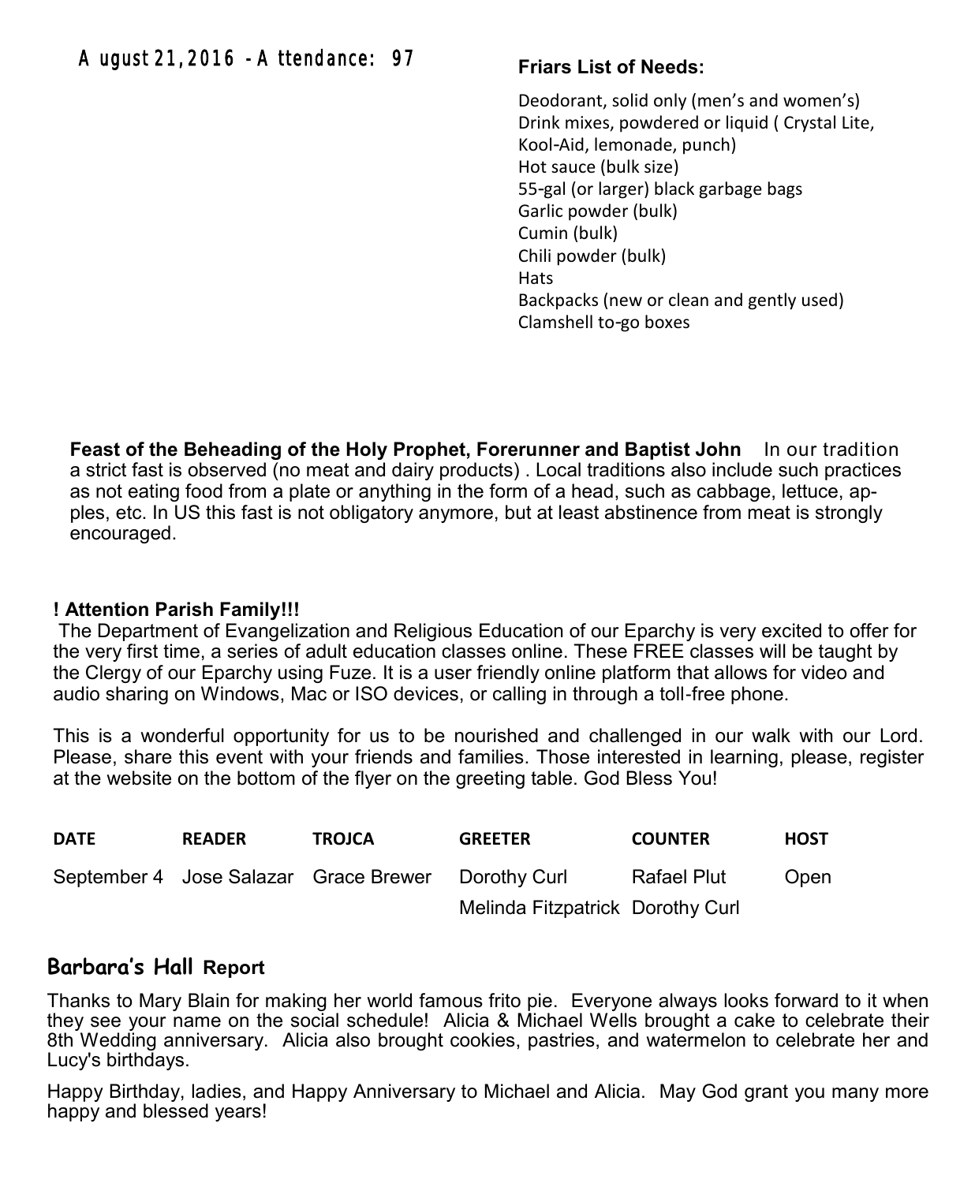August 21, 2016 - Attendance: 97

**Friars List of Needs:**

Deodorant, solid only (men's and women's)
Drink mixes, powdered or liquid ( Crystal Lite, Kool-Aid, lemonade, punch)
Hot sauce (bulk size)
55-gal (or larger) black garbage bags
Garlic powder (bulk)
Cumin (bulk)
Chili powder (bulk)
Hats
Backpacks (new or clean and gently used)
Clamshell to-go boxes

**Feast of the Beheading of the Holy Prophet, Forerunner and Baptist John** In our tradition a strict fast is observed (no meat and dairy products) . Local traditions also include such practices as not eating food from a plate or anything in the form of a head, such as cabbage, lettuce, apples, etc. In US this fast is not obligatory anymore, but at least abstinence from meat is strongly encouraged.

**! Attention Parish Family!!!**

The Department of Evangelization and Religious Education of our Eparchy is very excited to offer for the very first time, a series of adult education classes online. These FREE classes will be taught by the Clergy of our Eparchy using Fuze. It is a user friendly online platform that allows for video and audio sharing on Windows, Mac or ISO devices, or calling in through a toll-free phone.

This is a wonderful opportunity for us to be nourished and challenged in our walk with our Lord. Please, share this event with your friends and families. Those interested in learning, please, register at the website on the bottom of the flyer on the greeting table. God Bless You!

| DATE | READER | TROJCA | GREETER | COUNTER | HOST |
|---|---|---|---|---|---|
| September 4 | Jose Salazar | Grace Brewer | Dorothy Curl | Rafael Plut | Open |
| | | | Melinda Fitzpatrick | Dorothy Curl | |

## Barbara's Hall Report

Thanks to Mary Blain for making her world famous frito pie. Everyone always looks forward to it when they see your name on the social schedule! Alicia & Michael Wells brought a cake to celebrate their 8th Wedding anniversary. Alicia also brought cookies, pastries, and watermelon to celebrate her and Lucy's birthdays.

Happy Birthday, ladies, and Happy Anniversary to Michael and Alicia. May God grant you many more happy and blessed years!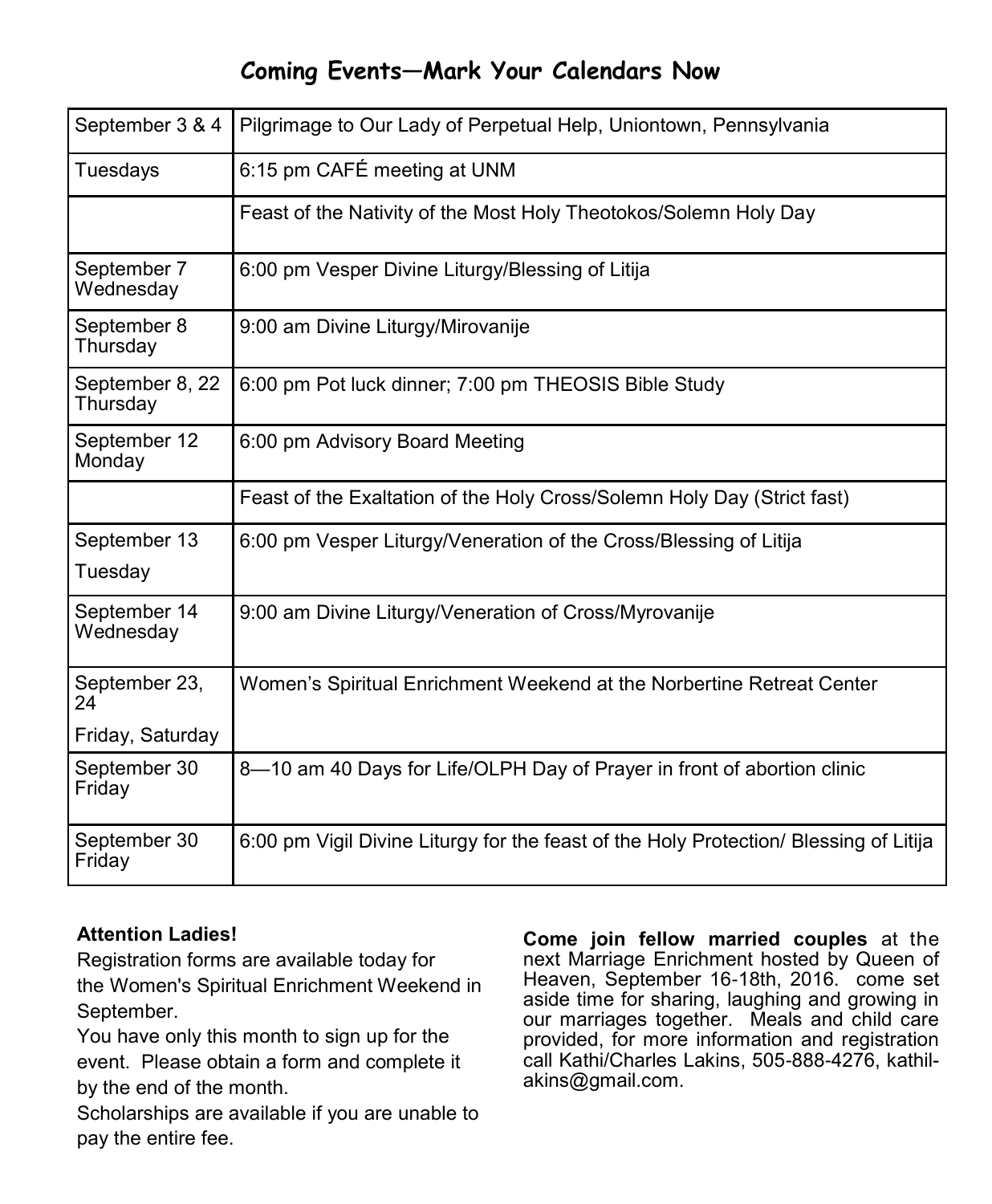## Coming Events—Mark Your Calendars Now

| | |
|---|---|
| September 3 & 4 | Pilgrimage to Our Lady of Perpetual Help, Uniontown, Pennsylvania |
| Tuesdays | 6:15 pm CAFÉ meeting at UNM |
| | Feast of the Nativity of the Most Holy Theotokos/Solemn Holy Day |
| September 7 Wednesday | 6:00 pm Vesper Divine Liturgy/Blessing of Litija |
| September 8 Thursday | 9:00 am Divine Liturgy/Mirovanije |
| September 8, 22 Thursday | 6:00 pm Pot luck dinner; 7:00 pm THEOSIS Bible Study |
| September 12 Monday | 6:00 pm Advisory Board Meeting |
| | Feast of the Exaltation of the Holy Cross/Solemn Holy Day (Strict fast) |
| September 13 Tuesday | 6:00 pm Vesper Liturgy/Veneration of the Cross/Blessing of Litija |
| September 14 Wednesday | 9:00 am Divine Liturgy/Veneration of Cross/Myrovanije |
| September 23, 24 Friday, Saturday | Women's Spiritual Enrichment Weekend at the Norbertine Retreat Center |
| September 30 Friday | 8—10 am 40 Days for Life/OLPH Day of Prayer in front of abortion clinic |
| September 30 Friday | 6:00 pm Vigil Divine Liturgy for the feast of the Holy Protection/ Blessing of Litija |

**Attention Ladies!**
Registration forms are available today for the Women's Spiritual Enrichment Weekend in September.
You have only this month to sign up for the event. Please obtain a form and complete it by the end of the month.
Scholarships are available if you are unable to pay the entire fee.

**Come join fellow married couples** at the next Marriage Enrichment hosted by Queen of Heaven, September 16-18th, 2016. come set aside time for sharing, laughing and growing in our marriages together. Meals and child care provided, for more information and registration call Kathi/Charles Lakins, 505-888-4276, kathilakins@gmail.com.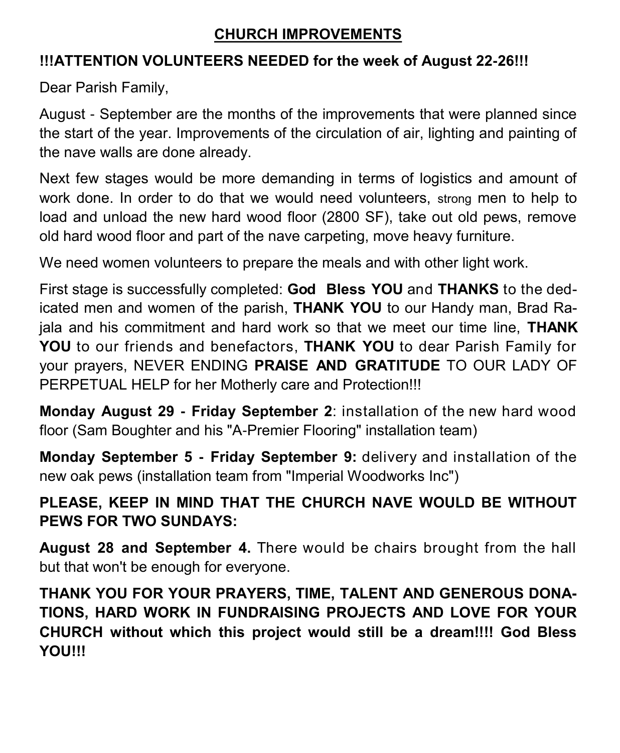## CHURCH IMPROVEMENTS

**!!!ATTENTION VOLUNTEERS NEEDED for the week of August 22-26!!!**

Dear Parish Family,

August - September are the months of the improvements that were planned since the start of the year. Improvements of the circulation of air, lighting and painting of the nave walls are done already.

Next few stages would be more demanding in terms of logistics and amount of work done. In order to do that we would need volunteers, strong men to help to load and unload the new hard wood floor (2800 SF), take out old pews, remove old hard wood floor and part of the nave carpeting, move heavy furniture.

We need women volunteers to prepare the meals and with other light work.

First stage is successfully completed: **God Bless YOU** and **THANKS** to the dedicated men and women of the parish, **THANK YOU** to our Handy man, Brad Rajala and his commitment and hard work so that we meet our time line, **THANK YOU** to our friends and benefactors, **THANK YOU** to dear Parish Family for your prayers, NEVER ENDING **PRAISE AND GRATITUDE** TO OUR LADY OF PERPETUAL HELP for her Motherly care and Protection!!!

**Monday August 29 - Friday September 2**: installation of the new hard wood floor (Sam Boughter and his "A-Premier Flooring" installation team)

**Monday September 5 - Friday September 9:** delivery and installation of the new oak pews (installation team from "Imperial Woodworks Inc")

**PLEASE, KEEP IN MIND THAT THE CHURCH NAVE WOULD BE WITHOUT PEWS FOR TWO SUNDAYS:**

**August 28 and September 4.** There would be chairs brought from the hall but that won't be enough for everyone.

**THANK YOU FOR YOUR PRAYERS, TIME, TALENT AND GENEROUS DONATIONS, HARD WORK IN FUNDRAISING PROJECTS AND LOVE FOR YOUR CHURCH without which this project would still be a dream!!!! God Bless YOU!!!**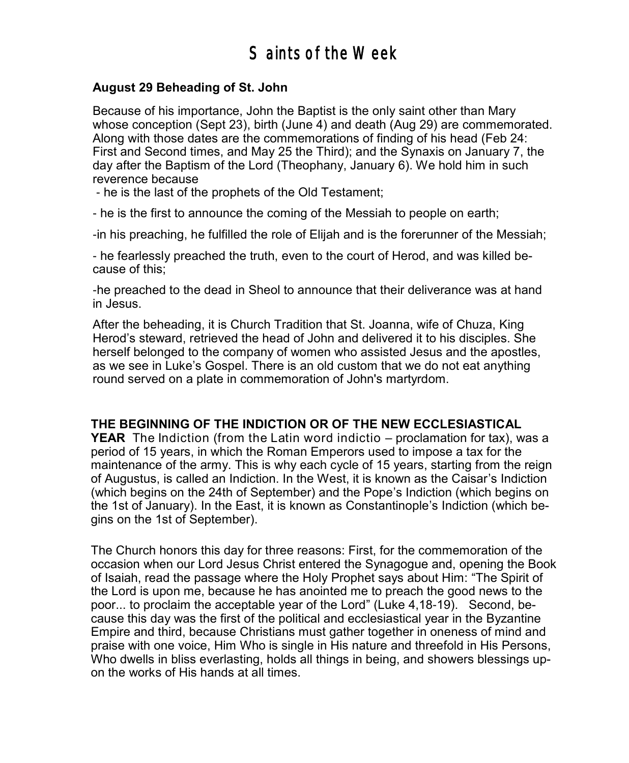# Saints of the Week

**August 29 Beheading of St. John**

Because of his importance, John the Baptist is the only saint other than Mary whose conception (Sept 23), birth (June 4) and death (Aug 29) are commemorated. Along with those dates are the commemorations of finding of his head (Feb 24: First and Second times, and May 25 the Third); and the Synaxis on January 7, the day after the Baptism of the Lord (Theophany, January 6). We hold him in such reverence because

- he is the last of the prophets of the Old Testament;
- he is the first to announce the coming of the Messiah to people on earth;
- in his preaching, he fulfilled the role of Elijah and is the forerunner of the Messiah;
- he fearlessly preached the truth, even to the court of Herod, and was killed because of this;
- he preached to the dead in Sheol to announce that their deliverance was at hand in Jesus.

After the beheading, it is Church Tradition that St. Joanna, wife of Chuza, King Herod's steward, retrieved the head of John and delivered it to his disciples. She herself belonged to the company of women who assisted Jesus and the apostles, as we see in Luke's Gospel. There is an old custom that we do not eat anything round served on a plate in commemoration of John's martyrdom.

**THE BEGINNING OF THE INDICTION OR OF THE NEW ECCLESIASTICAL YEAR** The Indiction (from the Latin word indictio – proclamation for tax), was a period of 15 years, in which the Roman Emperors used to impose a tax for the maintenance of the army. This is why each cycle of 15 years, starting from the reign of Augustus, is called an Indiction. In the West, it is known as the Caisar's Indiction (which begins on the 24th of September) and the Pope's Indiction (which begins on the 1st of January). In the East, it is known as Constantinople's Indiction (which begins on the 1st of September).

The Church honors this day for three reasons: First, for the commemoration of the occasion when our Lord Jesus Christ entered the Synagogue and, opening the Book of Isaiah, read the passage where the Holy Prophet says about Him: "The Spirit of the Lord is upon me, because he has anointed me to preach the good news to the poor... to proclaim the acceptable year of the Lord" (Luke 4,18-19). Second, because this day was the first of the political and ecclesiastical year in the Byzantine Empire and third, because Christians must gather together in oneness of mind and praise with one voice, Him Who is single in His nature and threefold in His Persons, Who dwells in bliss everlasting, holds all things in being, and showers blessings upon the works of His hands at all times.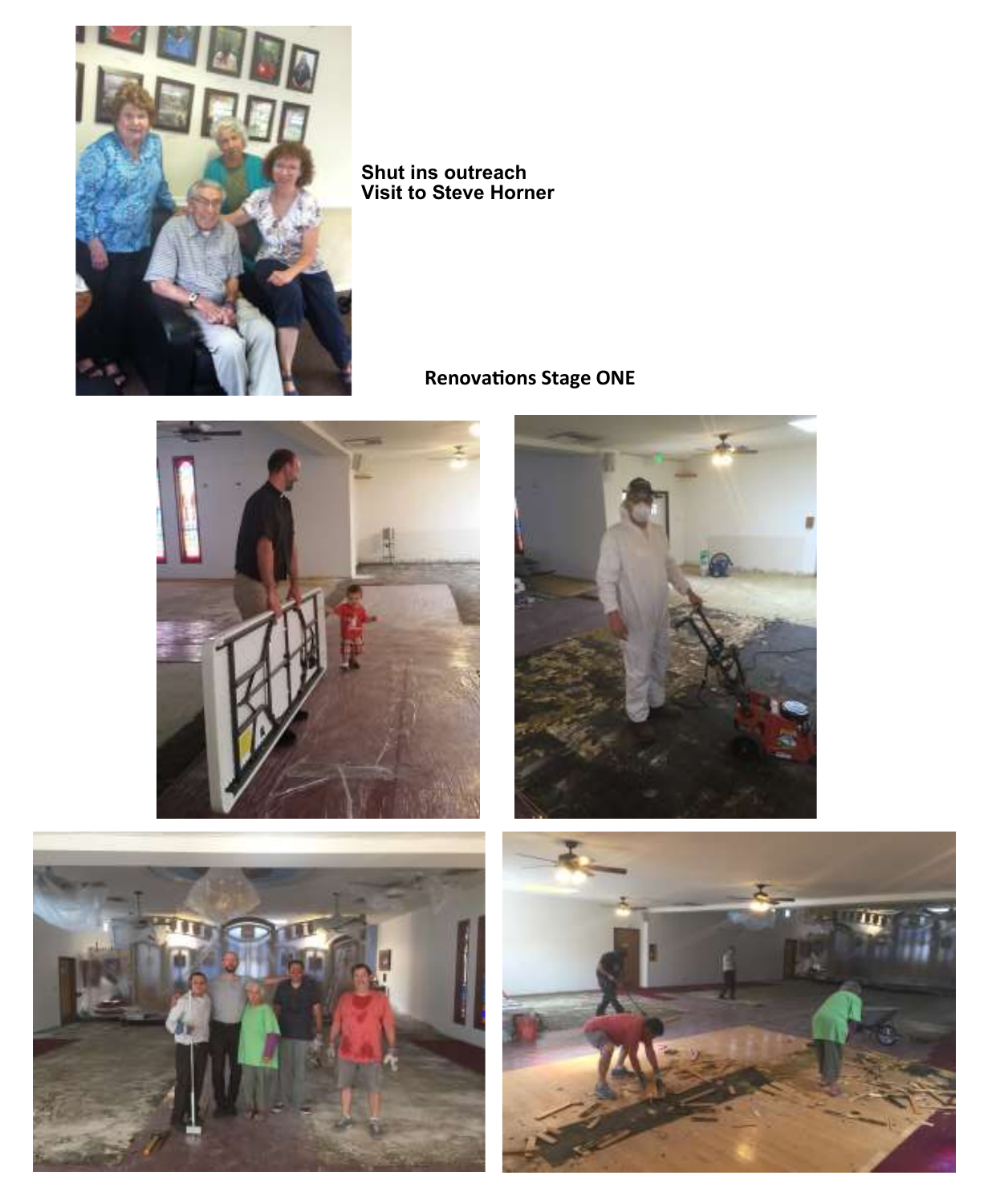**Shut ins outreach**
**Visit to Steve Horner**

**Renovations Stage ONE**